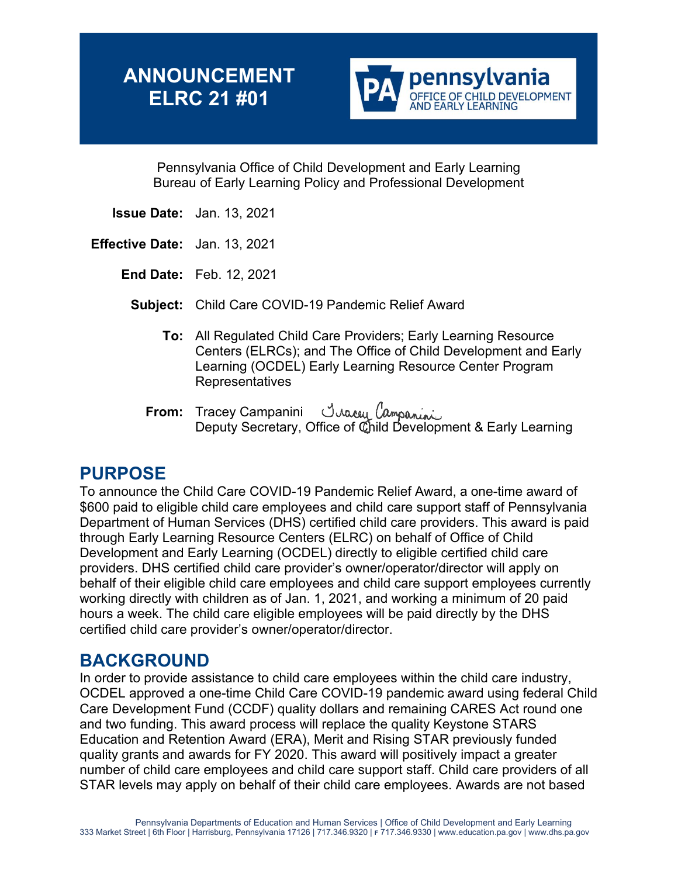# ANNOUNCEMENT ELRC 21 #01

pennsylvania
OFFICE OF CHILD DEVELOPMENT AND EARLY LEARNING

Pennsylvania Office of Child Development and Early Learning
Bureau of Early Learning Policy and Professional Development

**Issue Date:** Jan. 13, 2021

**Effective Date:** Jan. 13, 2021

**End Date:** Feb. 12, 2021

**Subject:** Child Care COVID-19 Pandemic Relief Award

**To:** All Regulated Child Care Providers; Early Learning Resource Centers (ELRCs); and The Office of Child Development and Early Learning (OCDEL) Early Learning Resource Center Program Representatives

**From:** Tracey Campanini
Deputy Secretary, Office of Child Development & Early Learning

## PURPOSE

To announce the Child Care COVID-19 Pandemic Relief Award, a one-time award of $600 paid to eligible child care employees and child care support staff of Pennsylvania Department of Human Services (DHS) certified child care providers. This award is paid through Early Learning Resource Centers (ELRC) on behalf of Office of Child Development and Early Learning (OCDEL) directly to eligible certified child care providers. DHS certified child care provider's owner/operator/director will apply on behalf of their eligible child care employees and child care support employees currently working directly with children as of Jan. 1, 2021, and working a minimum of 20 paid hours a week. The child care eligible employees will be paid directly by the DHS certified child care provider's owner/operator/director.

## BACKGROUND

In order to provide assistance to child care employees within the child care industry, OCDEL approved a one-time Child Care COVID-19 pandemic award using federal Child Care Development Fund (CCDF) quality dollars and remaining CARES Act round one and two funding. This award process will replace the quality Keystone STARS Education and Retention Award (ERA), Merit and Rising STAR previously funded quality grants and awards for FY 2020. This award will positively impact a greater number of child care employees and child care support staff. Child care providers of all STAR levels may apply on behalf of their child care employees. Awards are not based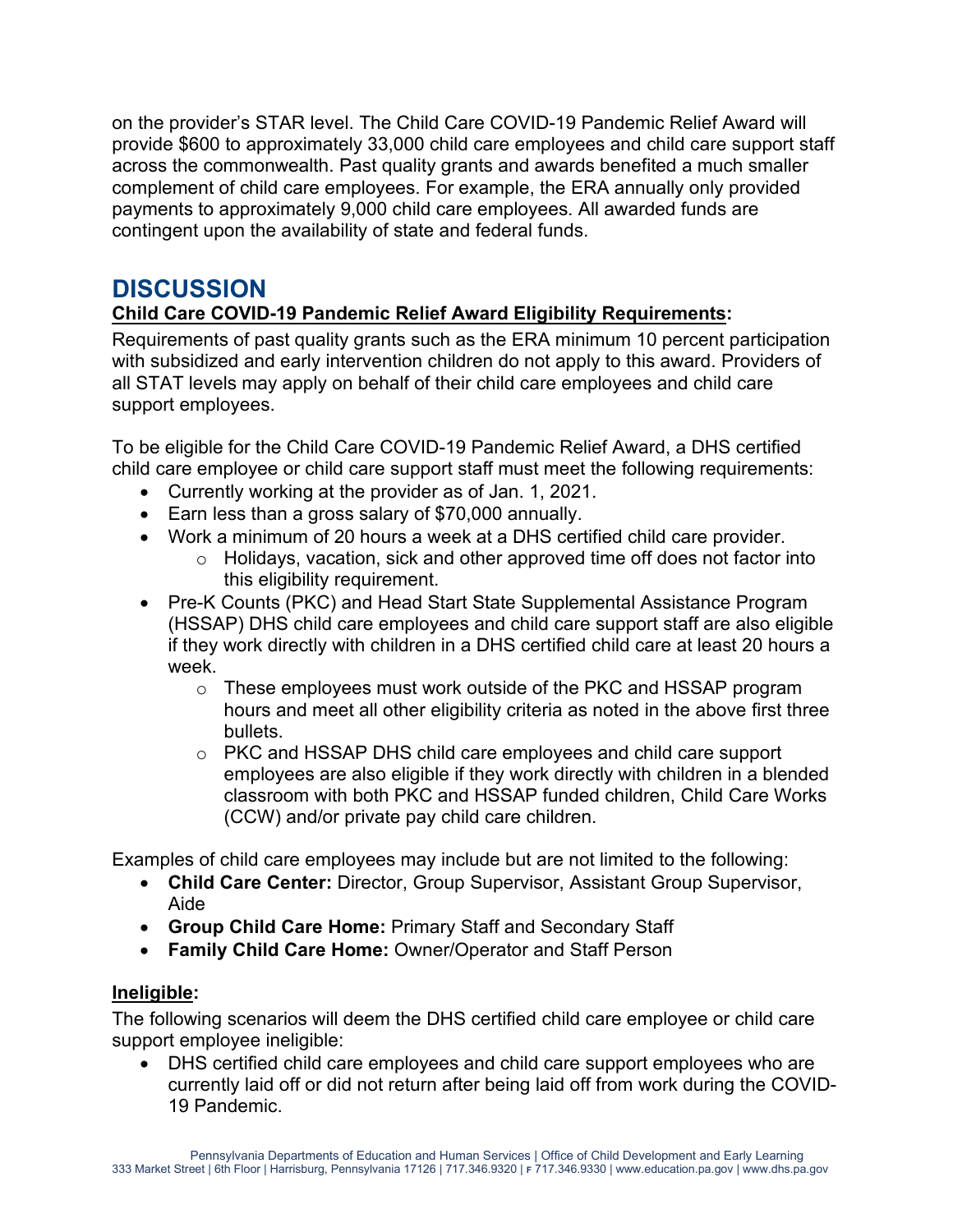on the provider's STAR level. The Child Care COVID-19 Pandemic Relief Award will provide $600 to approximately 33,000 child care employees and child care support staff across the commonwealth. Past quality grants and awards benefited a much smaller complement of child care employees. For example, the ERA annually only provided payments to approximately 9,000 child care employees. All awarded funds are contingent upon the availability of state and federal funds.

# DISCUSSION

**Child Care COVID-19 Pandemic Relief Award Eligibility Requirements:**

Requirements of past quality grants such as the ERA minimum 10 percent participation with subsidized and early intervention children do not apply to this award. Providers of all STAT levels may apply on behalf of their child care employees and child care support employees.

To be eligible for the Child Care COVID-19 Pandemic Relief Award, a DHS certified child care employee or child care support staff must meet the following requirements:

- Currently working at the provider as of Jan. 1, 2021.
- Earn less than a gross salary of $70,000 annually.
- Work a minimum of 20 hours a week at a DHS certified child care provider.
    - Holidays, vacation, sick and other approved time off does not factor into this eligibility requirement.
- Pre-K Counts (PKC) and Head Start State Supplemental Assistance Program (HSSAP) DHS child care employees and child care support staff are also eligible if they work directly with children in a DHS certified child care at least 20 hours a week.
    - These employees must work outside of the PKC and HSSAP program hours and meet all other eligibility criteria as noted in the above first three bullets.
    - PKC and HSSAP DHS child care employees and child care support employees are also eligible if they work directly with children in a blended classroom with both PKC and HSSAP funded children, Child Care Works (CCW) and/or private pay child care children.

Examples of child care employees may include but are not limited to the following:

- **Child Care Center:** Director, Group Supervisor, Assistant Group Supervisor, Aide
- **Group Child Care Home:** Primary Staff and Secondary Staff
- **Family Child Care Home:** Owner/Operator and Staff Person

**Ineligible:**

The following scenarios will deem the DHS certified child care employee or child care support employee ineligible:

- DHS certified child care employees and child care support employees who are currently laid off or did not return after being laid off from work during the COVID-19 Pandemic.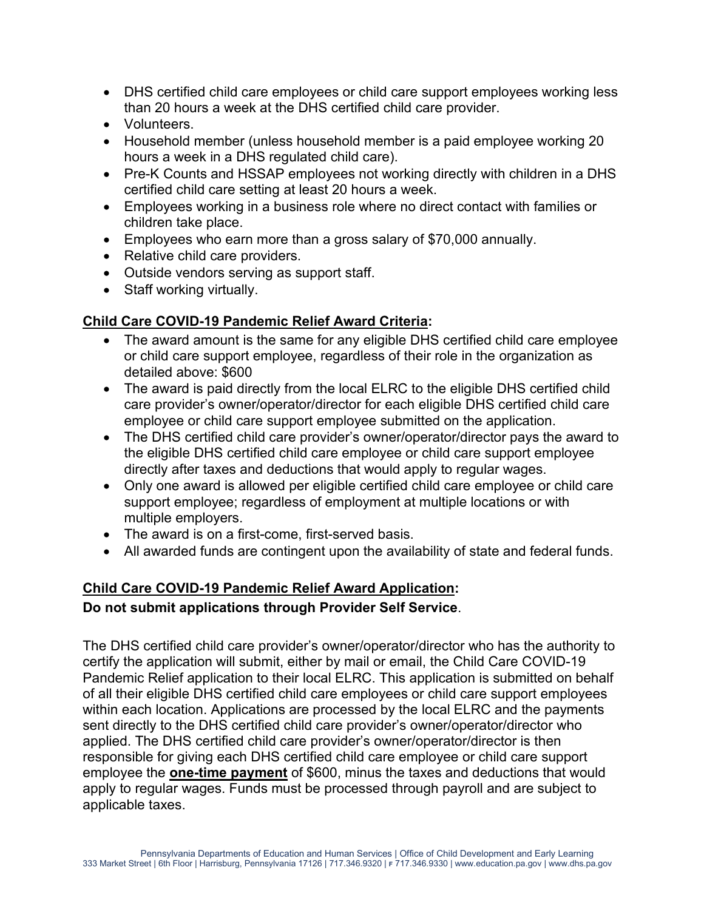- DHS certified child care employees or child care support employees working less than 20 hours a week at the DHS certified child care provider.
- Volunteers.
- Household member (unless household member is a paid employee working 20 hours a week in a DHS regulated child care).
- Pre-K Counts and HSSAP employees not working directly with children in a DHS certified child care setting at least 20 hours a week.
- Employees working in a business role where no direct contact with families or children take place.
- Employees who earn more than a gross salary of $70,000 annually.
- Relative child care providers.
- Outside vendors serving as support staff.
- Staff working virtually.

**<u>Child Care COVID-19 Pandemic Relief Award Criteria</u>:**

- The award amount is the same for any eligible DHS certified child care employee or child care support employee, regardless of their role in the organization as detailed above: $600
- The award is paid directly from the local ELRC to the eligible DHS certified child care provider's owner/operator/director for each eligible DHS certified child care employee or child care support employee submitted on the application.
- The DHS certified child care provider's owner/operator/director pays the award to the eligible DHS certified child care employee or child care support employee directly after taxes and deductions that would apply to regular wages.
- Only one award is allowed per eligible certified child care employee or child care support employee; regardless of employment at multiple locations or with multiple employers.
- The award is on a first-come, first-served basis.
- All awarded funds are contingent upon the availability of state and federal funds.

**<u>Child Care COVID-19 Pandemic Relief Award Application</u>:**

**Do not submit applications through Provider Self Service**.

The DHS certified child care provider's owner/operator/director who has the authority to certify the application will submit, either by mail or email, the Child Care COVID-19 Pandemic Relief application to their local ELRC. This application is submitted on behalf of all their eligible DHS certified child care employees or child care support employees within each location. Applications are processed by the local ELRC and the payments sent directly to the DHS certified child care provider's owner/operator/director who applied. The DHS certified child care provider's owner/operator/director is then responsible for giving each DHS certified child care employee or child care support employee the **<u>one-time payment</u>** of $600, minus the taxes and deductions that would apply to regular wages. Funds must be processed through payroll and are subject to applicable taxes.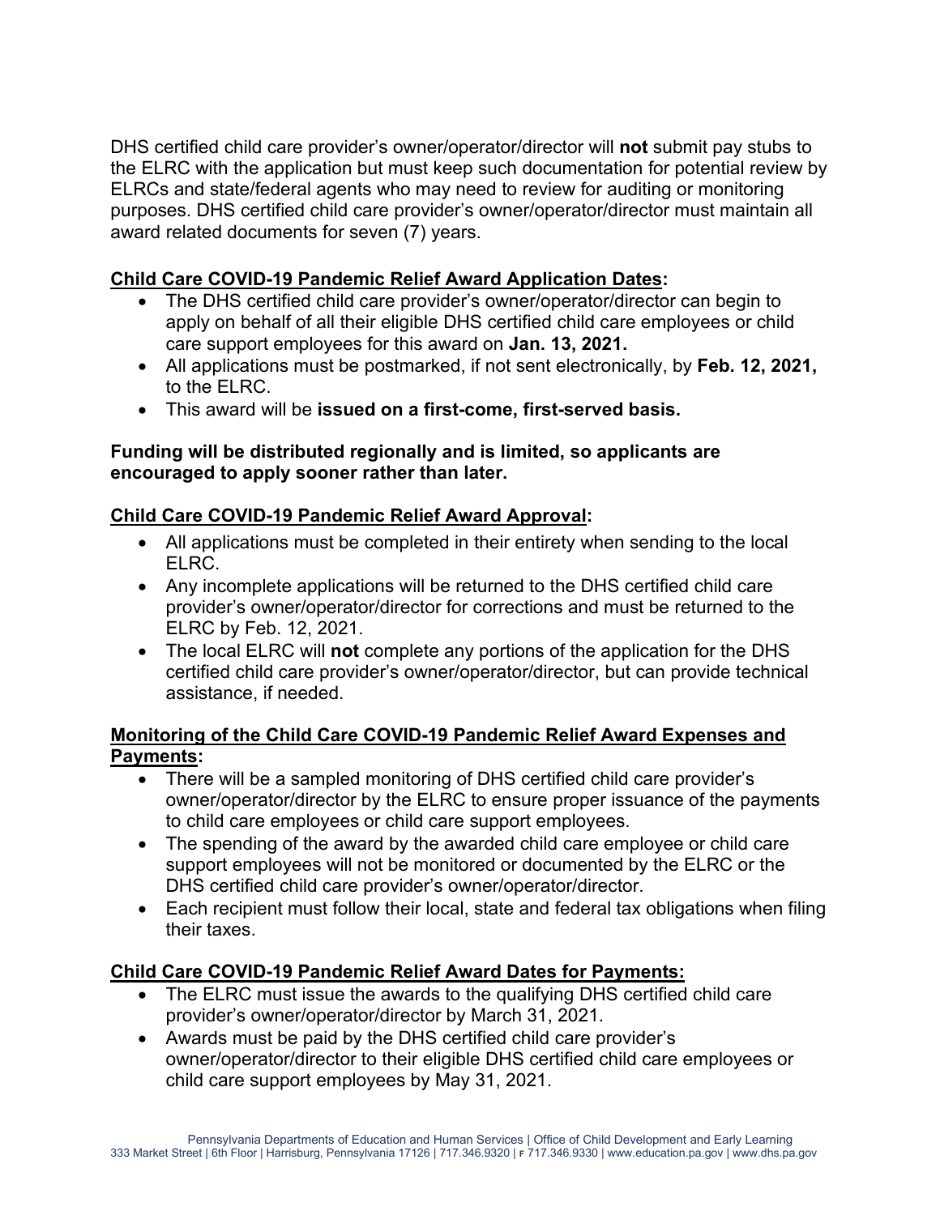DHS certified child care provider's owner/operator/director will **not** submit pay stubs to the ELRC with the application but must keep such documentation for potential review by ELRCs and state/federal agents who may need to review for auditing or monitoring purposes. DHS certified child care provider's owner/operator/director must maintain all award related documents for seven (7) years.

**Child Care COVID-19 Pandemic Relief Award Application Dates:**

- The DHS certified child care provider's owner/operator/director can begin to apply on behalf of all their eligible DHS certified child care employees or child care support employees for this award on **Jan. 13, 2021.**
- All applications must be postmarked, if not sent electronically, by **Feb. 12, 2021,** to the ELRC.
- This award will be **issued on a first-come, first-served basis.**

**Funding will be distributed regionally and is limited, so applicants are encouraged to apply sooner rather than later.**

**Child Care COVID-19 Pandemic Relief Award Approval:**

- All applications must be completed in their entirety when sending to the local ELRC.
- Any incomplete applications will be returned to the DHS certified child care provider's owner/operator/director for corrections and must be returned to the ELRC by Feb. 12, 2021.
- The local ELRC will **not** complete any portions of the application for the DHS certified child care provider's owner/operator/director, but can provide technical assistance, if needed.

**Monitoring of the Child Care COVID-19 Pandemic Relief Award Expenses and Payments:**

- There will be a sampled monitoring of DHS certified child care provider's owner/operator/director by the ELRC to ensure proper issuance of the payments to child care employees or child care support employees.
- The spending of the award by the awarded child care employee or child care support employees will not be monitored or documented by the ELRC or the DHS certified child care provider's owner/operator/director.
- Each recipient must follow their local, state and federal tax obligations when filing their taxes.

**Child Care COVID-19 Pandemic Relief Award Dates for Payments:**

- The ELRC must issue the awards to the qualifying DHS certified child care provider's owner/operator/director by March 31, 2021.
- Awards must be paid by the DHS certified child care provider's owner/operator/director to their eligible DHS certified child care employees or child care support employees by May 31, 2021.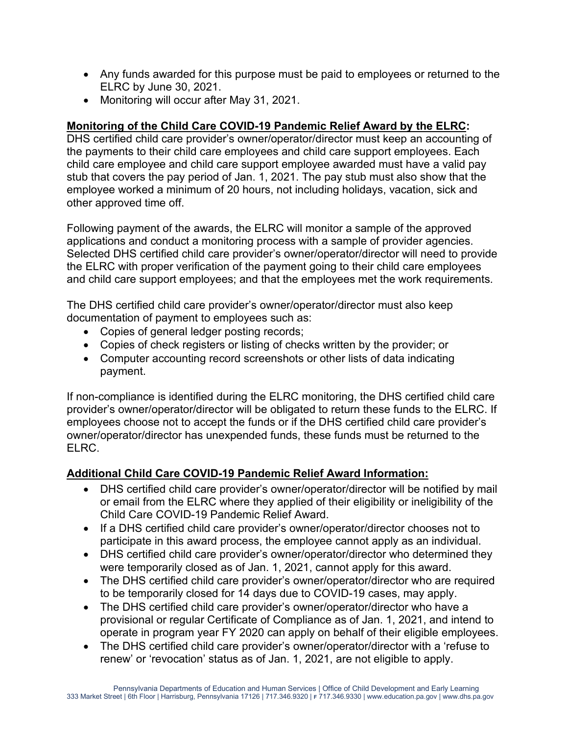- Any funds awarded for this purpose must be paid to employees or returned to the ELRC by June 30, 2021.
- Monitoring will occur after May 31, 2021.

**Monitoring of the Child Care COVID-19 Pandemic Relief Award by the ELRC:**

DHS certified child care provider's owner/operator/director must keep an accounting of the payments to their child care employees and child care support employees. Each child care employee and child care support employee awarded must have a valid pay stub that covers the pay period of Jan. 1, 2021. The pay stub must also show that the employee worked a minimum of 20 hours, not including holidays, vacation, sick and other approved time off.

Following payment of the awards, the ELRC will monitor a sample of the approved applications and conduct a monitoring process with a sample of provider agencies. Selected DHS certified child care provider's owner/operator/director will need to provide the ELRC with proper verification of the payment going to their child care employees and child care support employees; and that the employees met the work requirements.

The DHS certified child care provider's owner/operator/director must also keep documentation of payment to employees such as:

- Copies of general ledger posting records;
- Copies of check registers or listing of checks written by the provider; or
- Computer accounting record screenshots or other lists of data indicating payment.

If non-compliance is identified during the ELRC monitoring, the DHS certified child care provider's owner/operator/director will be obligated to return these funds to the ELRC. If employees choose not to accept the funds or if the DHS certified child care provider's owner/operator/director has unexpended funds, these funds must be returned to the ELRC.

**Additional Child Care COVID-19 Pandemic Relief Award Information:**

- DHS certified child care provider's owner/operator/director will be notified by mail or email from the ELRC where they applied of their eligibility or ineligibility of the Child Care COVID-19 Pandemic Relief Award.
- If a DHS certified child care provider's owner/operator/director chooses not to participate in this award process, the employee cannot apply as an individual.
- DHS certified child care provider's owner/operator/director who determined they were temporarily closed as of Jan. 1, 2021, cannot apply for this award.
- The DHS certified child care provider's owner/operator/director who are required to be temporarily closed for 14 days due to COVID-19 cases, may apply.
- The DHS certified child care provider's owner/operator/director who have a provisional or regular Certificate of Compliance as of Jan. 1, 2021, and intend to operate in program year FY 2020 can apply on behalf of their eligible employees.
- The DHS certified child care provider's owner/operator/director with a 'refuse to renew' or 'revocation' status as of Jan. 1, 2021, are not eligible to apply.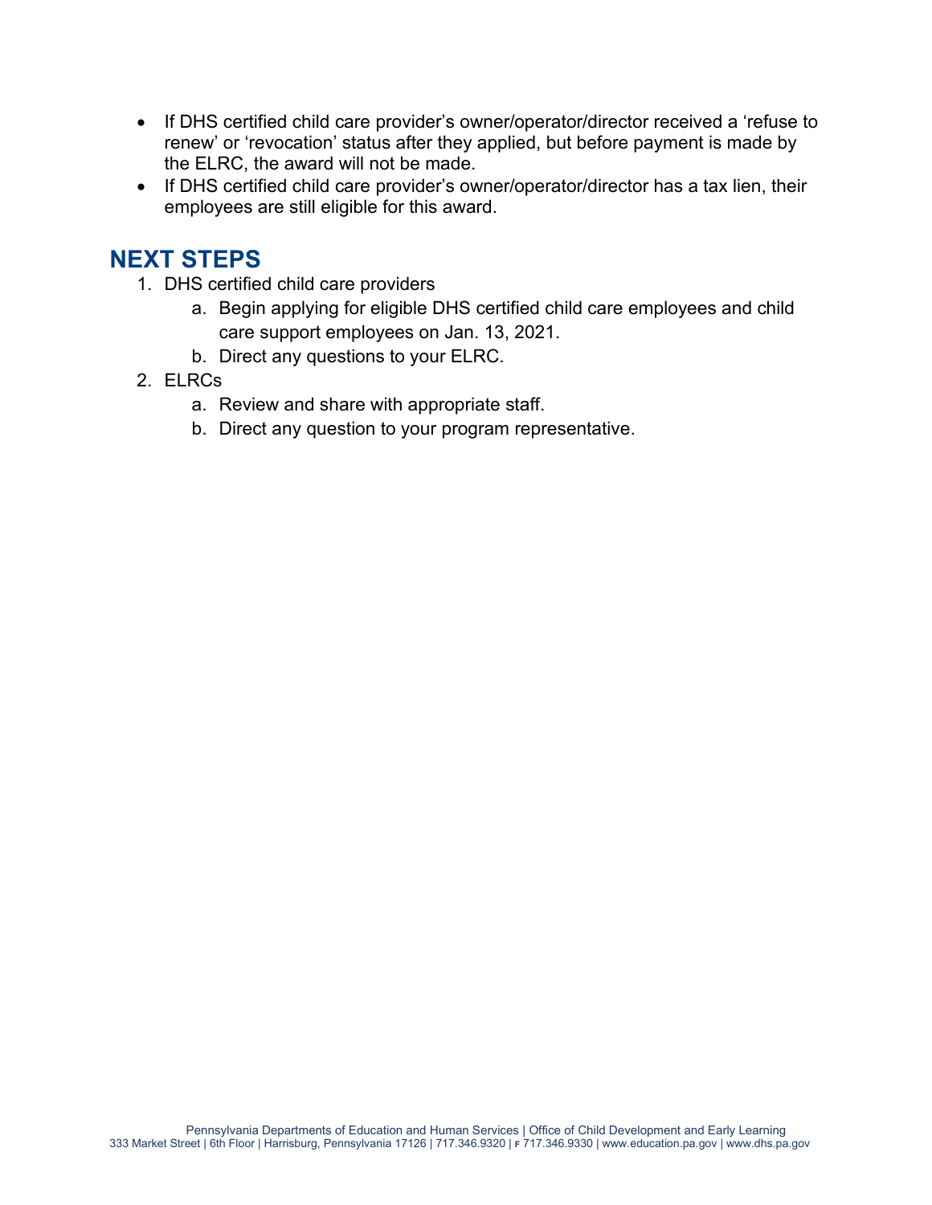- If DHS certified child care provider's owner/operator/director received a 'refuse to renew' or 'revocation' status after they applied, but before payment is made by the ELRC, the award will not be made.
- If DHS certified child care provider's owner/operator/director has a tax lien, their employees are still eligible for this award.

## NEXT STEPS

1. DHS certified child care providers
   a. Begin applying for eligible DHS certified child care employees and child care support employees on Jan. 13, 2021.
   b. Direct any questions to your ELRC.
2. ELRCs
   a. Review and share with appropriate staff.
   b. Direct any question to your program representative.